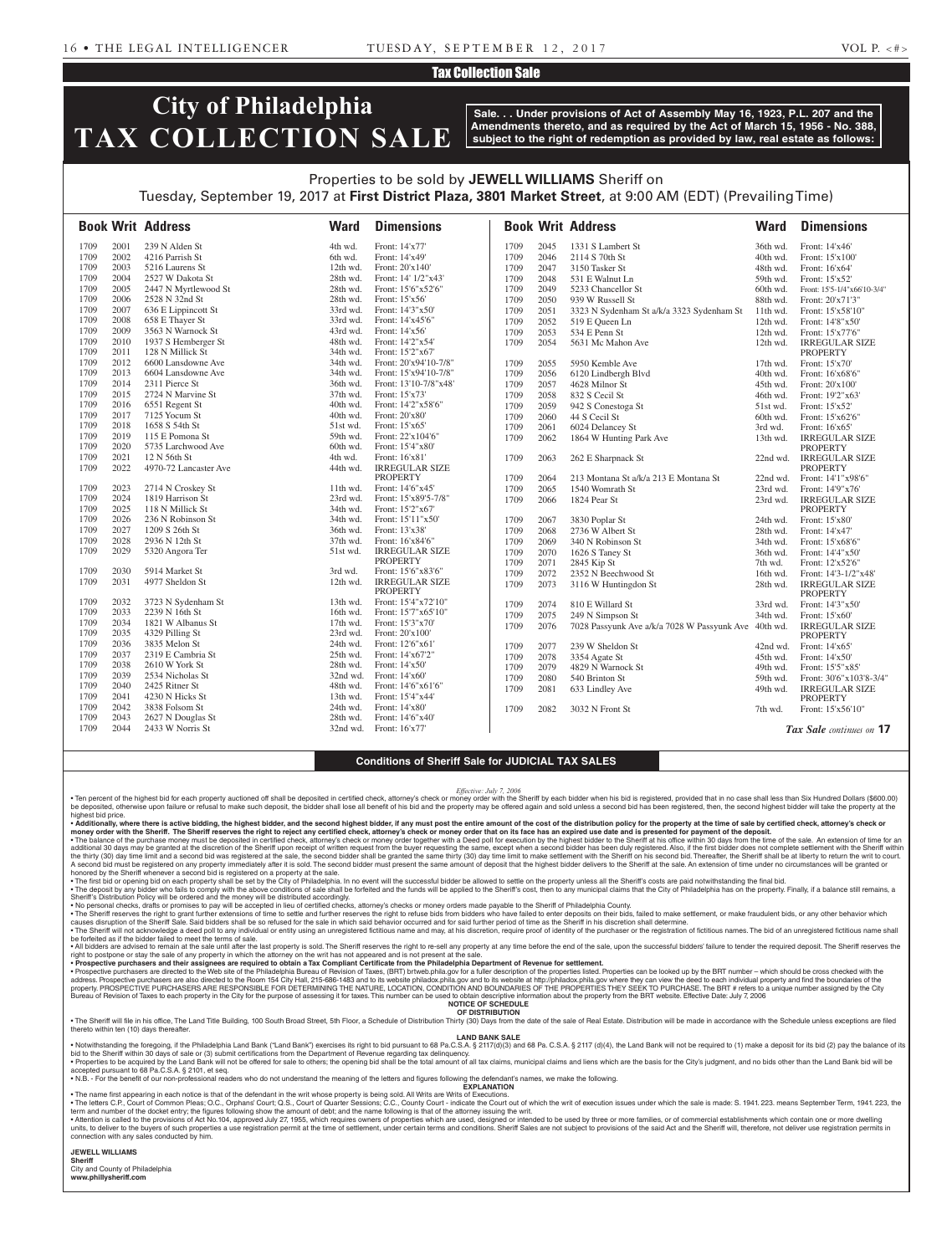## Tax Collection Sale

# City of Philadelphia TAX COLLECTION SALE

**Sale. . . Under provisions of Act of Assembly May 16, 1923, P.L. 207 and the Amendments thereto, and as required by the Act of March 15, 1956 - No. 388, subject to the right of redemption as provided by law, real estate as follows:**

Properties to be sold by **JEWELL WILLIAMS** Sheriff on Tuesday, September 19, 2017 at **First District Plaza, 3801 Market Street**, at 9:00 AM (EDT) (Prevailing Time)

| Book | Writ | Address | Ward | Dimensions |
|---|---|---|---|---|
| 1709 | 2001 | 239 N Alden St | 4th wd. | Front: 14'x77' |
| 1709 | 2002 | 4216 Parrish St | 6th wd. | Front: 14'x49' |
| 1709 | 2003 | 5216 Laurens St | 12th wd. | Front: 20'x140' |
| 1709 | 2004 | 2527 W Dakota St | 28th wd. | Front: 14' 1/2"x43' |
| 1709 | 2005 | 2447 N Myrtlewood St | 28th wd. | Front: 15'6"x52'6" |
| 1709 | 2006 | 2528 N 32nd St | 28th wd. | Front: 15'x56' |
| 1709 | 2007 | 636 E Lippincott St | 33rd wd. | Front: 14'3"x50' |
| 1709 | 2008 | 658 E Thayer St | 33rd wd. | Front: 14'x45'6" |
| 1709 | 2009 | 3563 N Warnock St | 43rd wd. | Front: 14'x56' |
| 1709 | 2010 | 1937 S Hemberger St | 48th wd. | Front: 14'2"x54' |
| 1709 | 2011 | 128 N Millick St | 34th wd. | Front: 15'2"x67' |
| 1709 | 2012 | 6600 Lansdowne Ave | 34th wd. | Front: 20'x94'10-7/8" |
| 1709 | 2013 | 6604 Lansdowne Ave | 34th wd. | Front: 15'x94'10-7/8" |
| 1709 | 2014 | 2311 Pierce St | 36th wd. | Front: 13'10-7/8"x48' |
| 1709 | 2015 | 2724 N Marvine St | 37th wd. | Front: 15'x73' |
| 1709 | 2016 | 6551 Regent St | 40th wd. | Front: 14'2"x58'6" |
| 1709 | 2017 | 7125 Yocum St | 40th wd. | Front: 20'x80' |
| 1709 | 2018 | 1658 S 54th St | 51st wd. | Front: 15'x65' |
| 1709 | 2019 | 115 E Pomona St | 59th wd. | Front: 22'x104'6" |
| 1709 | 2020 | 5735 Larchwood Ave | 60th wd. | Front: 15'4"x80' |
| 1709 | 2021 | 12 N 56th St | 4th wd. | Front: 16'x81' |
| 1709 | 2022 | 4970-72 Lancaster Ave | 44th wd. | IRREGULAR SIZE PROPERTY |
| 1709 | 2023 | 2714 N Croskey St | 11th wd. | Front: 14'6"x45' |
| 1709 | 2024 | 1819 Harrison St | 23rd wd. | Front: 15'x89'5-7/8" |
| 1709 | 2025 | 118 N Millick St | 34th wd. | Front: 15'2"x67' |
| 1709 | 2026 | 236 N Robinson St | 34th wd. | Front: 15'11"x50' |
| 1709 | 2027 | 1209 S 26th St | 36th wd. | Front: 13'x38' |
| 1709 | 2028 | 2936 N 12th St | 37th wd. | Front: 16'x84'6" |
| 1709 | 2029 | 5320 Angora Ter | 51st wd. | IRREGULAR SIZE PROPERTY |
| 1709 | 2030 | 5914 Market St | 3rd wd. | Front: 15'6"x83'6" |
| 1709 | 2031 | 4977 Sheldon St | 12th wd. | IRREGULAR SIZE PROPERTY |
| 1709 | 2032 | 3723 N Sydenham St | 13th wd. | Front: 15'4"x72'10" |
| 1709 | 2033 | 2239 N 16th St | 16th wd. | Front: 15'7"x65'10" |
| 1709 | 2034 | 1821 W Albanus St | 17th wd. | Front: 15'3"x70' |
| 1709 | 2035 | 4329 Pilling St | 23rd wd. | Front: 20'x100' |
| 1709 | 2036 | 3835 Melon St | 24th wd. | Front: 12'6"x61' |
| 1709 | 2037 | 2319 E Cambria St | 25th wd. | Front: 14'x67'2" |
| 1709 | 2038 | 2610 W York St | 28th wd. | Front: 14'x50' |
| 1709 | 2039 | 2534 Nicholas St | 32nd wd. | Front: 14'x60' |
| 1709 | 2040 | 2425 Ritner St | 48th wd. | Front: 14'6"x61'6" |
| 1709 | 2041 | 4230 N Hicks St | 13th wd. | Front: 15'4"x44' |
| 1709 | 2042 | 3838 Folsom St | 24th wd. | Front: 14'x80' |
| 1709 | 2043 | 2627 N Douglas St | 28th wd. | Front: 14'6"x40' |
| 1709 | 2044 | 2433 W Norris St | 32nd wd. | Front: 16'x77' |
| 1709 | 2045 | 1331 S Lambert St | 36th wd. | Front: 14'x46' |
| 1709 | 2046 | 2114 S 70th St | 40th wd. | Front: 15'x100' |
| 1709 | 2047 | 3150 Tasker St | 48th wd. | Front: 16'x64' |
| 1709 | 2048 | 531 E Walnut Ln | 59th wd. | Front: 15'x52' |
| 1709 | 2049 | 5233 Chancellor St | 60th wd. | Front: 15'5-1/4"x66'10-3/4" |
| 1709 | 2050 | 939 W Russell St | 88th wd. | Front: 20'x71'3" |
| 1709 | 2051 | 3323 N Sydenham St a/k/a 3323 Sydenham St | 11th wd. | Front: 15'x58'10" |
| 1709 | 2052 | 519 E Queen Ln | 12th wd. | Front: 14'8"x50' |
| 1709 | 2053 | 534 E Penn St | 12th wd. | Front: 15'x77'6" |
| 1709 | 2054 | 5631 Mc Mahon Ave | 12th wd. | IRREGULAR SIZE PROPERTY |
| 1709 | 2055 | 5950 Kemble Ave | 17th wd. | Front: 15'x70' |
| 1709 | 2056 | 6120 Lindbergh Blvd | 40th wd. | Front: 16'x68'6" |
| 1709 | 2057 | 4628 Milnor St | 45th wd. | Front: 20'x100' |
| 1709 | 2058 | 832 S Cecil St | 46th wd. | Front: 19'2"x63' |
| 1709 | 2059 | 942 S Conestoga St | 51st wd. | Front: 15'x52' |
| 1709 | 2060 | 44 S Cecil St | 60th wd. | Front: 15'x62'6" |
| 1709 | 2061 | 6024 Delancey St | 3rd wd. | Front: 16'x65' |
| 1709 | 2062 | 1864 W Hunting Park Ave | 13th wd. | IRREGULAR SIZE PROPERTY |
| 1709 | 2063 | 262 E Sharpnack St | 22nd wd. | IRREGULAR SIZE PROPERTY |
| 1709 | 2064 | 213 Montana St a/k/a 213 E Montana St | 22nd wd. | Front: 14'1"x98'6" |
| 1709 | 2065 | 1540 Womrath St | 23rd wd. | Front: 14'9"x76' |
| 1709 | 2066 | 1824 Pear St | 23rd wd. | IRREGULAR SIZE PROPERTY |
| 1709 | 2067 | 3830 Poplar St | 24th wd. | Front: 15'x80' |
| 1709 | 2068 | 2736 W Albert St | 28th wd. | Front: 14'x47' |
| 1709 | 2069 | 340 N Robinson St | 34th wd. | Front: 15'x68'6" |
| 1709 | 2070 | 1626 S Taney St | 36th wd. | Front: 14'4"x50' |
| 1709 | 2071 | 2845 Kip St | 7th wd. | Front: 12'x52'6" |
| 1709 | 2072 | 2352 N Beechwood St | 16th wd. | Front: 14'3-1/2"x48' |
| 1709 | 2073 | 3116 W Huntingdon St | 28th wd. | IRREGULAR SIZE PROPERTY |
| 1709 | 2074 | 810 E Willard St | 33rd wd. | Front: 14'3"x50' |
| 1709 | 2075 | 249 N Simpson St | 34th wd. | Front: 15'x60' |
| 1709 | 2076 | 7028 Passyunk Ave a/k/a 7028 W Passyunk Ave | 40th wd. | IRREGULAR SIZE PROPERTY |
| 1709 | 2077 | 239 W Sheldon St | 42nd wd. | Front: 14'x65' |
| 1709 | 2078 | 3354 Agate St | 45th wd. | Front: 14'x50' |
| 1709 | 2079 | 4829 N Warnock St | 49th wd. | Front: 15'5"x85' |
| 1709 | 2080 | 540 Brinton St | 59th wd. | Front: 30'6"x103'8-3/4" |
| 1709 | 2081 | 633 Lindley Ave | 49th wd. | IRREGULAR SIZE PROPERTY |
| 1709 | 2082 | 3032 N Front St | 7th wd. | Front: 15'x56'10" |

*Tax Sale continues on* **17**

## Conditions of Sheriff Sale for JUDICIAL TAX SALES

*Effective: July 7, 2006*

• Ten percent of the highest bid for each property auctioned off shall be deposited in certified check, attorney's check or money order with the Sheriff by each bidder when his bid is registered, provided that in no case shall less than Six Hundred Dollars ($600.00) be deposited, otherwise upon failure or refusal to make such deposit, the bidder shall lose all benefit of his bid and the property may be offered again and sold unless a second bid has been registered, then, the second highest bidder will take the property at the highest bid price.

• **Additionally, where there is active bidding, the highest bidder, and the second highest bidder, if any must post the entire amount of the cost of the distribution policy for the property at the time of sale by certified check, attorney's check or money order with the Sheriff. The Sheriff reserves the right to reject any certified check, attorney's check or money order that on its face has an expired use date and is presented for payment of the deposit.**

• The balance of the purchase money must be deposited in certified check, attorney's check or money order together with a Deed poll for execution by the highest bidder to the Sheriff at his office within 30 days from the time of the sale. An extension of time for an additional 30 days may be granted at the discretion of the Sheriff upon receipt of written request from the buyer requesting the same, except when a second bidder has been duly registered. Also, if the first bidder does not complete settlement with the Sheriff within the thirty (30) day time limit and a second bid was registered at the sale, the second bidder shall be granted the same thirty (30) day time limit to make settlement with the Sheriff on his second bid. Thereafter, the Sheriff shall be at liberty to return the writ to court. A second bid must be registered on any property immediately after it is sold. The second bidder must present the same amount of deposit that the highest bidder delivers to the Sheriff at the sale. An extension of time under no circumstances will be granted or honored by the Sheriff whenever a second bid is registered on a property at the sale.

• The first bid or opening bid on each property shall be set by the City of Philadelphia. In no event will the successful bidder be allowed to settle on the property unless all the Sheriff's costs are paid notwithstanding the final bid.

• The deposit by any bidder who fails to comply with the above conditions of sale shall be forfeited and the funds will be applied to the Sheriff's cost, then to any municipal claims that the City of Philadelphia has on the property. Finally, if a balance still remains, a Sheriff's Distribution Policy will be ordered and the money will be distributed accordingly.

• No personal checks, drafts or promises to pay will be accepted in lieu of certified checks, attorney's checks or money orders made payable to the Sheriff of Philadelphia County.

• The Sheriff reserves the right to grant further extensions of time to settle and further reserves the right to refuse bids from bidders who have failed to enter deposits on their bids, failed to make settlement, or make fraudulent bids, or any other behavior which causes disruption of the Sheriff Sale. Said bidders shall be so refused for the sale in which said behavior occurred and for said further period of time as the Sheriff in his discretion shall determine.

• The Sheriff will not acknowledge a deed poll to any individual or entity using an unregistered fictitious name and may, at his discretion, require proof of identity of the purchaser or the registration of fictitious names. The bid of an unregistered fictitious name shall be forfeited as if the bidder failed to meet the terms of sale.

• All bidders are advised to remain at the sale until after the last property is sold. The Sheriff reserves the right to re-sell any property at any time before the end of the sale, upon the successful bidders' failure to tender the required deposit. The Sheriff reserves the right to postpone or stay the sale of any property in which the attorney on the writ has not appeared and is not present at the sale.

• **Prospective purchasers and their assignees are required to obtain a Tax Compliant Certificate from the Philadelphia Department of Revenue for settlement.**

• Prospective purchasers are directed to the Web site of the Philadelphia Bureau of Revision of Taxes, (BRT) brtweb.phila.gov for a fuller description of the properties listed. Properties can be looked up by the BRT number – which should be cross checked with the address. Prospective purchasers are also directed to the Room 154 City Hall, 215-686-1483 and to its website philadox.phila.gov and to its website at http://philadox.phila.gov where they can view the deed to each individual property and find the boundaries of the property. PROSPECTIVE PURCHASERS ARE RESPONSIBLE FOR DETERMINING THE NATURE, LOCATION, CONDITION AND BOUNDARIES OF THE PROPERTIES THEY SEEK TO PURCHASE. The BRT # refers to a unique number assigned by the City Bureau of Revision of Taxes to each property in the City for the purpose of assessing it for taxes. This number can be used to obtain descriptive information about the property from the BRT website. Effective Date: July 7, 2006

**NOTICE OF SCHEDULE OF DISTRIBUTION**

• The Sheriff will file in his office, The Land Title Building, 100 South Broad Street, 5th Floor, a Schedule of Distribution Thirty (30) Days from the date of the sale of Real Estate. Distribution will be made in accordance with the Schedule unless exceptions are filed thereto within ten (10) days thereafter.

**LAND BANK SALE**

• Notwithstanding the foregoing, if the Philadelphia Land Bank ("Land Bank") exercises its right to bid pursuant to 68 Pa.C.S.A. § 2117(d)(3) and 68 Pa. C.S.A. § 2117 (d)(4), the Land Bank will not be required to (1) make a deposit for its bid (2) pay the balance of its bid to the Sheriff within 30 days of sale or (3) submit certifications from the Department of Revenue regarding tax delinquency.

• Properties to be acquired by the Land Bank will not be offered for sale to others; the opening bid shall be the total amount of all tax claims, municipal claims and liens which are the basis for the City's judgment, and no bids other than the Land Bank bid will be accepted pursuant to 68 Pa.C.S.A. § 2101, et seq.

• N.B. - For the benefit of our non-professional readers who do not understand the meaning of the letters and figures following the defendant's names, we make the following.

**EXPLANATION**

• The name first appearing in each notice is that of the defendant in the writ whose property is being sold. All Writs are Writs of Executions.

• The letters C.P., Court of Common Pleas; O.C., Orphans' Court; Q.S., Court of Quarter Sessions; C.C., County Court - indicate the Court out of which the writ of execution issues under which the sale is made: S. 1941. 223. means September Term, 1941. 223, the term and number of the docket entry; the figures following show the amount of debt; and the name following is that of the attorney issuing the writ.

• Attention is called to the provisions of Act No.104, approved July 27, 1955, which requires owners of properties which are used, designed or intended to be used by three or more families, or of commercial establishments which contain one or more dwelling units, to deliver to the buyers of such properties a use registration permit at the time of settlement, under certain terms and conditions. Sheriff Sales are not subject to provisions of the said Act and the Sheriff will, therefore, not deliver use registration permits in connection with any sales conducted by him.

**JEWELL WILLIAMS**
**Sheriff**
City and County of Philadelphia
**www.phillysheriff.com**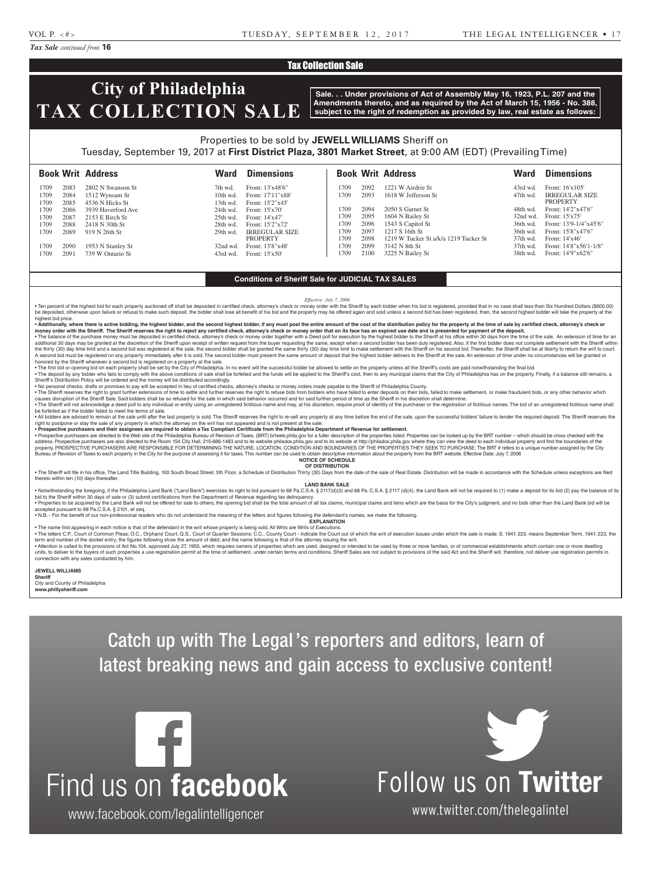*Tax Sale continued from* **16**

Tax Collection Sale

# City of Philadelphia TAX COLLECTION SALE

**Sale. . . Under provisions of Act of Assembly May 16, 1923, P.L. 207 and the Amendments thereto, and as required by the Act of March 15, 1956 - No. 388, subject to the right of redemption as provided by law, real estate as follows:**

Properties to be sold by **JEWELL WILLIAMS** Sheriff on
Tuesday, September 19, 2017 at **First District Plaza, 3801 Market Street**, at 9:00 AM (EDT) (Prevailing Time)

| Book | Writ | Address | Ward | Dimensions |
|---|---|---|---|---|
| 1709 | 2083 | 2802 N Swanson St | 7th wd. | Front: 13'x48'6" |
| 1709 | 2084 | 1512 Wynsam St | 10th wd. | Front: 17'11"x88' |
| 1709 | 2085 | 4536 N Hicks St | 13th wd. | Front: 15'2"x45' |
| 1709 | 2086 | 3939 Haverford Ave | 24th wd. | Front: 15'x70' |
| 1709 | 2087 | 2153 E Birch St | 25th wd. | Front: 14'x47' |
| 1709 | 2088 | 2418 N 30th St | 28th wd. | Front: 15'2"x72' |
| 1709 | 2089 | 919 N 26th St | 29th wd. | IRREGULAR SIZE PROPERTY |
| 1709 | 2090 | 1953 N Stanley St | 32nd wd. | Front: 13'8"x48' |
| 1709 | 2091 | 739 W Ontario St | 43rd wd. | Front: 15'x50' |
| 1709 | 2092 | 1221 W Airdrie St | 43rd wd. | Front: 16'x105' |
| 1709 | 2093 | 1618 W Jefferson St | 47th wd. | IRREGULAR SIZE PROPERTY |
| 1709 | 2094 | 2050 S Garnet St | 48th wd. | Front: 14'2"x47'6" |
| 1709 | 2095 | 1604 N Bailey St | 32nd wd. | Front: 15'x75' |
| 1709 | 2096 | 1543 S Capitol St | 36th wd. | Front: 13'9-1/4"x45'6" |
| 1709 | 2097 | 1217 S 16th St | 36th wd. | Front: 15'8"x47'6" |
| 1709 | 2098 | 1219 W Tucker St a/k/a 1219 Tucker St | 37th wd. | Front: 14'x46' |
| 1709 | 2099 | 3142 N 8th St | 37th wd. | Front: 14'8"x56'1-1/8" |
| 1709 | 2100 | 3225 N Bailey St | 38th wd. | Front: 14'9"x62'6" |

**Conditions of Sheriff Sale for JUDICIAL TAX SALES**

*Effective: July 7, 2006*

• Ten percent of the highest bid for each property auctioned off shall be deposited in certified check, attorney's check or money order with the Sheriff by each bidder when his bid is registered, provided that in no case shall less than Six Hundred Dollars ($600.00) be deposited, otherwise upon failure or refusal to make such deposit, the bidder shall lose all benefit of his bid and the property may be offered again and sold unless a second bid has been registered, then, the second highest bidder will take the property at the highest bid price.

**• Additionally, where there is active bidding, the highest bidder, and the second highest bidder, if any must post the entire amount of the cost of the distribution policy for the property at the time of sale by certified check, attorney's check or money order with the Sheriff. The Sheriff reserves the right to reject any certified check, attorney's check or money order that on its face has an expired use date and is presented for payment of the deposit.**

• The balance of the purchase money must be deposited in certified check, attorney's check or money order together with a Deed poll for execution by the highest bidder to the Sheriff at his office within 30 days from the time of the sale. An extension of time for an additional 30 days may be granted at the discretion of the Sheriff upon receipt of written request from the buyer requesting the same, except when a second bidder has been duly registered. Also, if the first bidder does not complete settlement with the Sheriff within the thirty (30) day time limit and a second bid was registered at the sale, the second bidder shall be granted the same thirty (30) day time limit to make settlement with the Sheriff on his second bid. Thereafter, the Sheriff shall be at liberty to return the writ to court. A second bid must be registered on any property immediately after it is sold. The second bidder must present the same amount of deposit that the highest bidder delivers to the Sheriff at the sale. An extension of time under no circumstances will be granted or honored by the Sheriff whenever a second bid is registered on a property at the sale.

• The first bid or opening bid on each property shall be set by the City of Philadelphia. In no event will the successful bidder be allowed to settle on the property unless all the Sheriff's costs are paid notwithstanding the final bid.

• The deposit by any bidder who fails to comply with the above conditions of sale shall be forfeited and the funds will be applied to the Sheriff's cost, then to any municipal claims that the City of Philadelphia has on the property. Finally, if a balance still remains, a Sheriff's Distribution Policy will be ordered and the money will be distributed accordingly.

• No personal checks, drafts or promises to pay will be accepted in lieu of certified checks, attorney's checks or money orders made payable to the Sheriff of Philadelphia County.

• The Sheriff reserves the right to grant further extensions of time to settle and further reserves the right to refuse bids from bidders who have failed to enter deposits on their bids, failed to make settlement, or make fraudulent bids, or any other behavior which causes disruption of the Sheriff Sale. Said bidders shall be so refused for the sale in which said behavior occurred and for said further period of time as the Sheriff in his discretion shall determine.

• The Sheriff will not acknowledge a deed poll to any individual or entity using an unregistered fictitious name and may, at his discretion, require proof of identity of the purchaser or the registration of fictitious names. The bid of an unregistered fictitious name shall be forfeited as if the bidder failed to meet the terms of sale.

• All bidders are advised to remain at the sale until after the last property is sold. The Sheriff reserves the right to re-sell any property at any time before the end of the sale, upon the successful bidders' failure to tender the required deposit. The Sheriff reserves the right to postpone or stay the sale of any property in which the attorney on the writ has not appeared and is not present at the sale.

**• Prospective purchasers and their assignees are required to obtain a Tax Compliant Certificate from the Philadelphia Department of Revenue for settlement.**

• Prospective purchasers are directed to the Web site of the Philadelphia Bureau of Revision of Taxes, (BRT) brtweb.phila.gov for a fuller description of the properties listed. Properties can be looked up by the BRT number – which should be cross checked with the address. Prospective purchasers are also directed to the Room 154 City Hall, 215-686-1483 and to its website philadox.phila.gov and to its website at http://philadox.phila.gov where they can view the deed to each individual property and find the boundaries of the property. PROSPECTIVE PURCHASERS ARE RESPONSIBLE FOR DETERMINING THE NATURE, LOCATION, CONDITION AND BOUNDARIES OF THE PROPERTIES THEY SEEK TO PURCHASE. The BRT # refers to a unique number assigned by the City Bureau of Revision of Taxes to each property in the City for the purpose of assessing it for taxes. This number can be used to obtain descriptive information about the property from the BRT website. Effective Date: July 7, 2006

**NOTICE OF SCHEDULE OF DISTRIBUTION**

• The Sheriff will file in his office, The Land Title Building, 100 South Broad Street, 5th Floor, a Schedule of Distribution Thirty (30) Days from the date of the sale of Real Estate. Distribution will be made in accordance with the Schedule unless exceptions are filed thereto within ten (10) days thereafter.

**LAND BANK SALE**

• Notwithstanding the foregoing, if the Philadelphia Land Bank ("Land Bank") exercises its right to bid pursuant to 68 Pa.C.S.A. § 2117(d)(3) and 68 Pa. C.S.A. § 2117 (d)(4), the Land Bank will not be required to (1) make a deposit for its bid (2) pay the balance of its bid to the Sheriff within 30 days of sale or (3) submit certifications from the Department of Revenue regarding tax delinquency.

• Properties to be acquired by the Land Bank will not be offered for sale to others; the opening bid shall be the total amount of all tax claims, municipal claims and liens which are the basis for the City's judgment, and no bids other than the Land Bank bid will be accepted pursuant to 68 Pa.C.S.A. § 2101, et seq.

• N.B. - For the benefit of our non-professional readers who do not understand the meaning of the letters and figures following the defendant's names, we make the following.

**EXPLANATION**

• The name first appearing in each notice is that of the defendant in the writ whose property is being sold. All Writs are Writs of Executions.

• The letters C.P., Court of Common Pleas; O.C., Orphans' Court; Q.S., Court of Quarter Sessions; C.C., County Court - indicate the Court out of which the writ of execution issues under which the sale is made: S. 1941.223. means September Term, 1941. 223, the term and number of the docket entry; the figures following show the amount of debt; and the name following is that of the attorney issuing the writ.

• Attention is called to the provisions of Act No.104, approved July 27, 1955, which requires owners of properties which are used, designed or intended to be used by three or more families, or of commercial establishments which contain one or more dwelling units, to deliver to the buyers of such properties a use registration permit at the time of settlement, under certain terms and conditions. Sheriff Sales are not subject to provisions of the said Act and the Sheriff will, therefore, not deliver use registration permits in connection with any sales conducted by him.

**JEWELL WILLIAMS**
**Sheriff**
City and County of Philadelphia
**www.phillysheriff.com**

Catch up with The Legal's reporters and editors, learn of latest breaking news and gain access to exclusive content!

Find us on **facebook**
www.facebook.com/legalintelligencer

Follow us on **Twitter**
www.twitter.com/thelegalintel